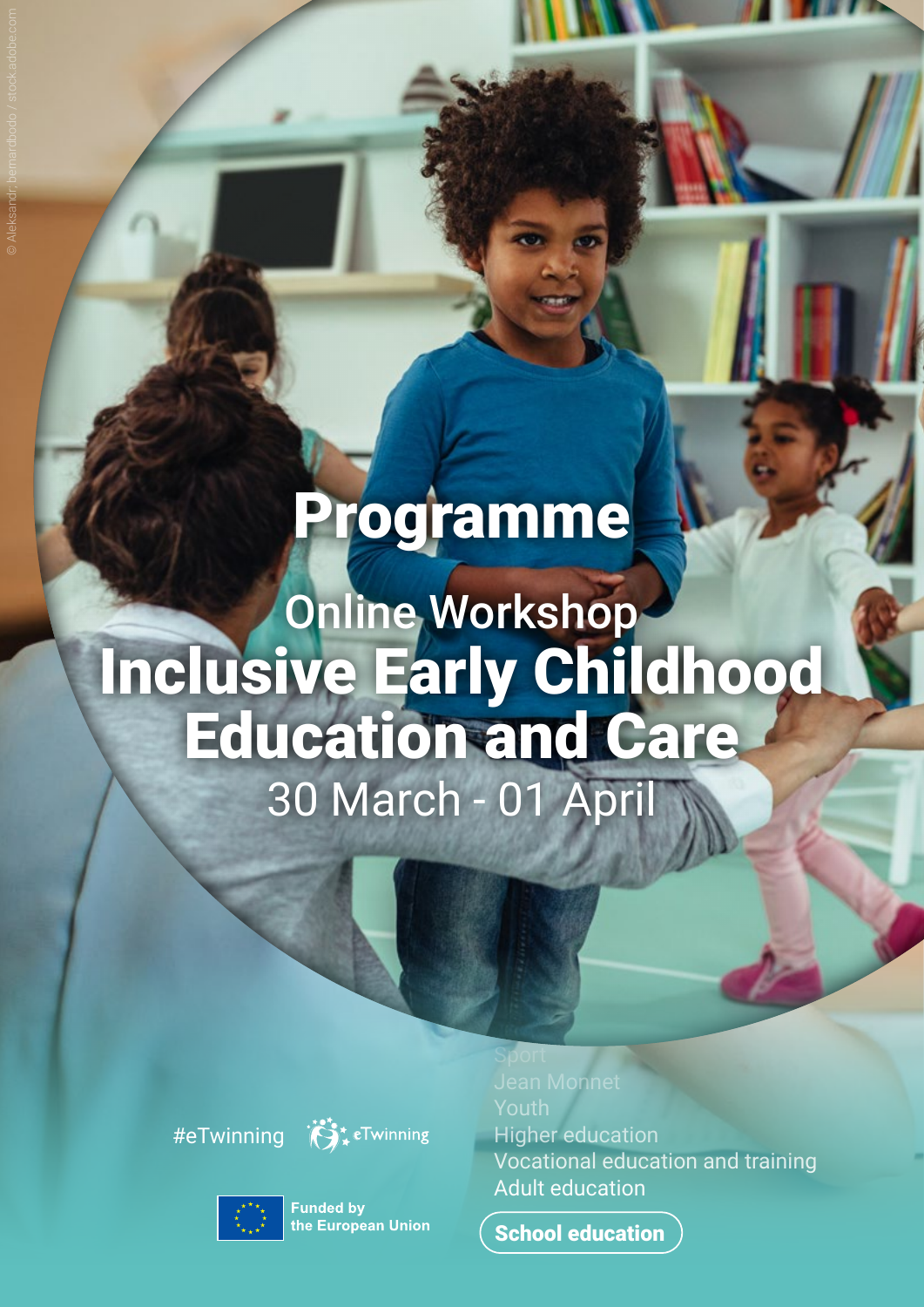# Programme

## Online Workshop

# Inclusive Early Childhood Education and Care

30 March - 01 April

#eTwinning

eTwinning

Funded by the European Union

Sport
Jean Monnet
Youth
Higher education
Vocational education and training
Adult education

**School education**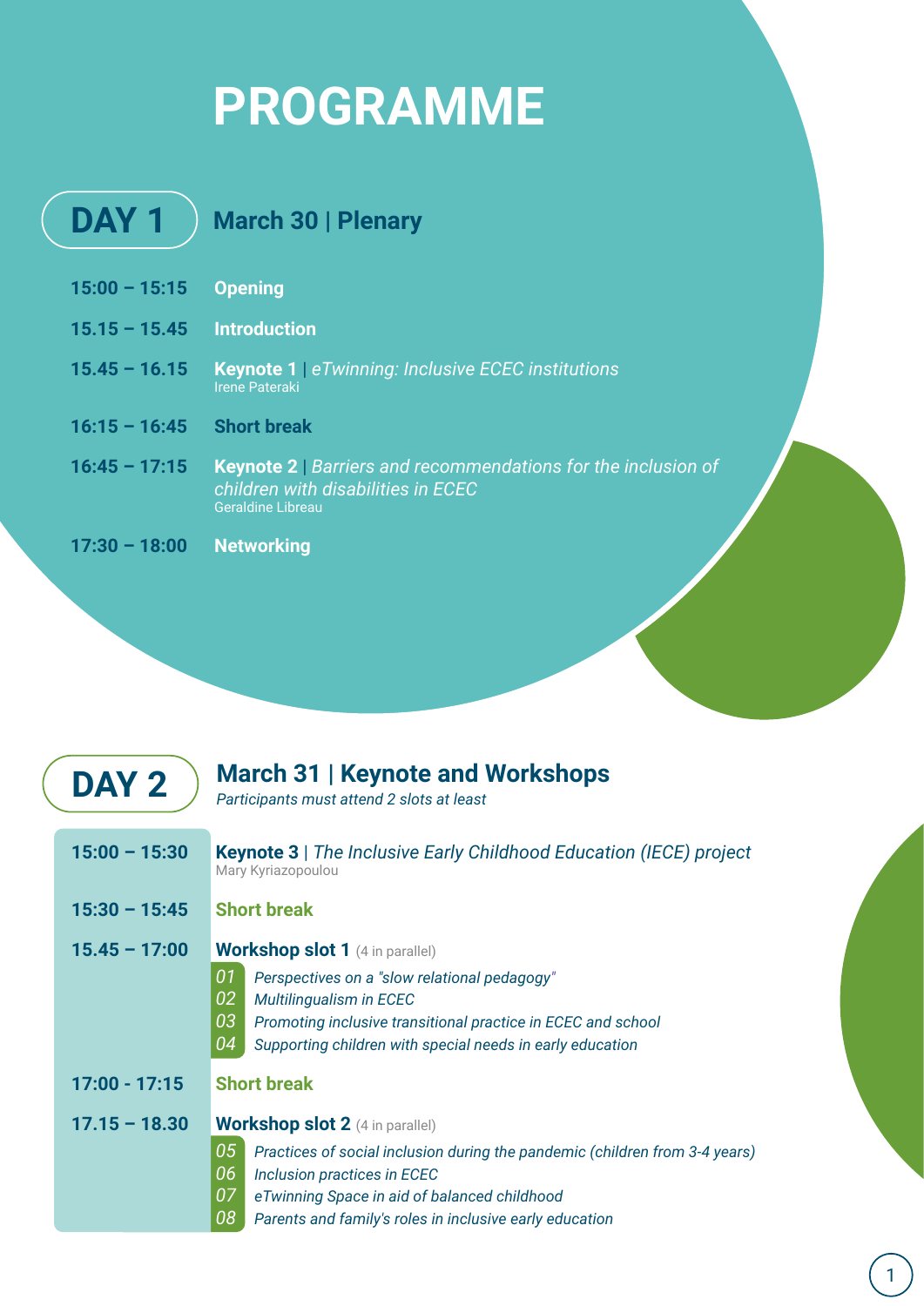# PROGRAMME

## DAY 1 — March 30 | Plenary

| Time | Session |
| --- | --- |
| 15:00 – 15:15 | **Opening** |
| 15.15 – 15.45 | **Introduction** |
| 15.45 – 16.15 | **Keynote 1** \| *eTwinning: Inclusive ECEC institutions*<br>Irene Pateraki |
| 16:15 – 16:45 | **Short break** |
| 16:45 – 17:15 | **Keynote 2** \| *Barriers and recommendations for the inclusion of children with disabilities in ECEC*<br>Geraldine Libreau |
| 17:30 – 18:00 | **Networking** |

## DAY 2 — March 31 | Keynote and Workshops

*Participants must attend 2 slots at least*

| Time | Session |
| --- | --- |
| 15:00 – 15:30 | **Keynote 3** \| *The Inclusive Early Childhood Education (IECE) project*<br>Mary Kyriazopoulou |
| 15:30 – 15:45 | **Short break** |
| 15.45 – 17:00 | **Workshop slot 1** (4 in parallel)<br>01 *Perspectives on a "slow relational pedagogy"*<br>02 *Multilingualism in ECEC*<br>03 *Promoting inclusive transitional practice in ECEC and school*<br>04 *Supporting children with special needs in early education* |
| 17:00 - 17:15 | **Short break** |
| 17.15 – 18.30 | **Workshop slot 2** (4 in parallel)<br>05 *Practices of social inclusion during the pandemic (children from 3-4 years)*<br>06 *Inclusion practices in ECEC*<br>07 *eTwinning Space in aid of balanced childhood*<br>08 *Parents and family's roles in inclusive early education* |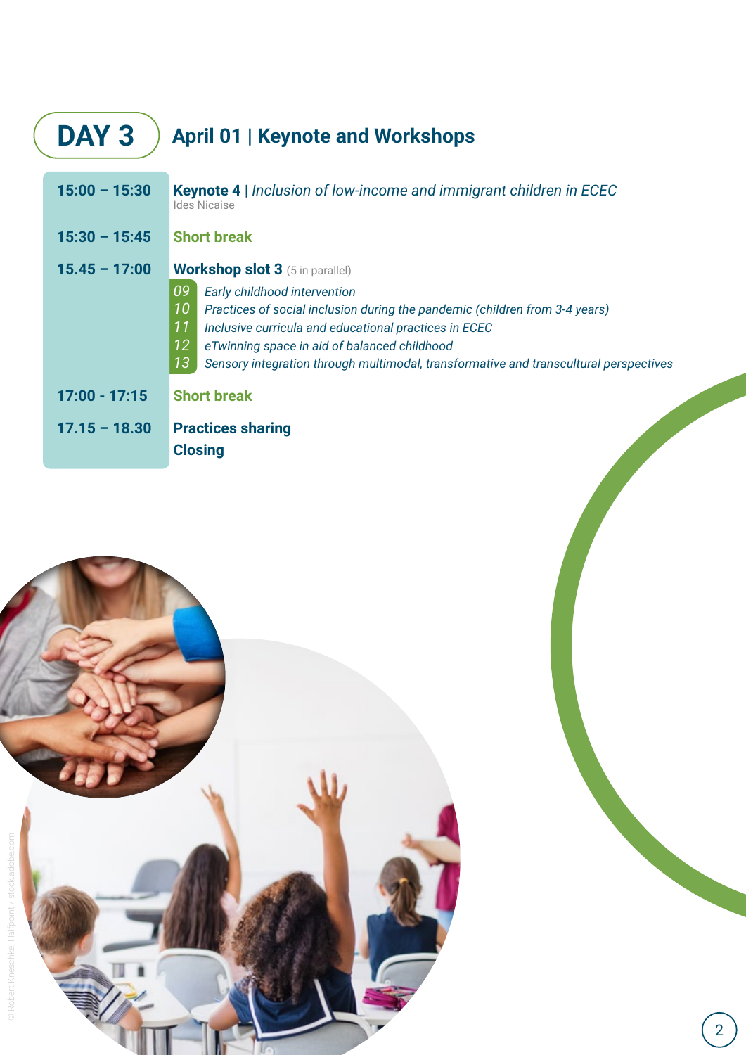## DAY 3 April 01 | Keynote and Workshops

| | |
|---|---|
| **15:00 – 15:30** | **Keynote 4** \| *Inclusion of low-income and immigrant children in ECEC*<br>Ides Nicaise |
| **15:30 – 15:45** | **Short break** |
| **15.45 – 17:00** | **Workshop slot 3** (5 in parallel)<br>09 *Early childhood intervention*<br>10 *Practices of social inclusion during the pandemic (children from 3-4 years)*<br>11 *Inclusive curricula and educational practices in ECEC*<br>12 *eTwinning space in aid of balanced childhood*<br>13 *Sensory integration through multimodal, transformative and transcultural perspectives* |
| **17:00 - 17:15** | **Short break** |
| **17.15 – 18.30** | **Practices sharing**<br>**Closing** |

© Robert Kneschke, Halfpoint / stock.adobe.com